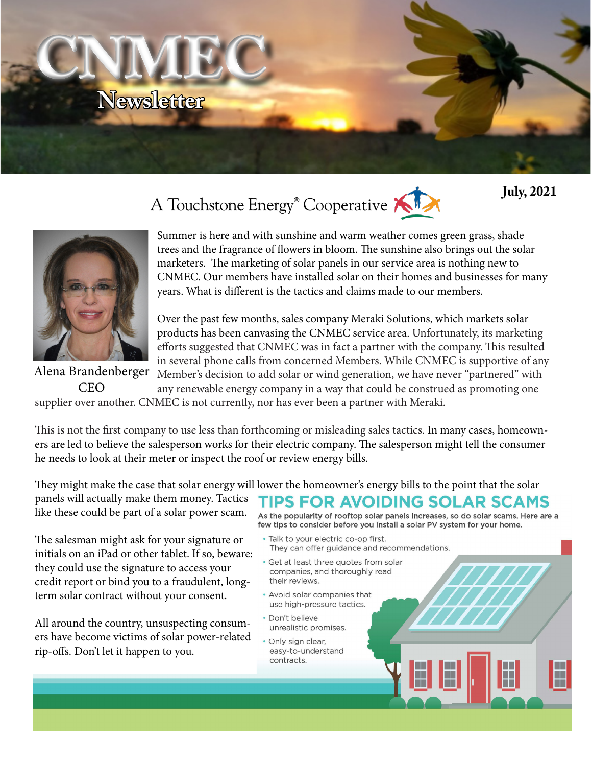# CNMEC Newsletter

A Touchstone Energy® Cooperative

**July, 2021**

Alena Brandenberger
CEO

Summer is here and with sunshine and warm weather comes green grass, shade trees and the fragrance of flowers in bloom. The sunshine also brings out the solar marketers. The marketing of solar panels in our service area is nothing new to CNMEC. Our members have installed solar on their homes and businesses for many years. What is different is the tactics and claims made to our members.

Over the past few months, sales company Meraki Solutions, which markets solar products has been canvasing the CNMEC service area. Unfortunately, its marketing efforts suggested that CNMEC was in fact a partner with the company. This resulted in several phone calls from concerned Members. While CNMEC is supportive of any Member's decision to add solar or wind generation, we have never "partnered" with any renewable energy company in a way that could be construed as promoting one supplier over another. CNMEC is not currently, nor has ever been a partner with Meraki.

This is not the first company to use less than forthcoming or misleading sales tactics. In many cases, homeowners are led to believe the salesperson works for their electric company. The salesperson might tell the consumer he needs to look at their meter or inspect the roof or review energy bills.

They might make the case that solar energy will lower the homeowner's energy bills to the point that the solar panels will actually make them money. Tactics like these could be part of a solar power scam.

The salesman might ask for your signature or initials on an iPad or other tablet. If so, beware: they could use the signature to access your credit report or bind you to a fraudulent, long-term solar contract without your consent.

All around the country, unsuspecting consumers have become victims of solar power-related rip-offs. Don't let it happen to you.

## TIPS FOR AVOIDING SOLAR SCAMS

**As the popularity of rooftop solar panels increases, so do solar scams. Here are a few tips to consider before you install a solar PV system for your home.**

- Talk to your electric co-op first. They can offer guidance and recommendations.
- Get at least three quotes from solar companies, and thoroughly read their reviews.
- Avoid solar companies that use high-pressure tactics.
- Don't believe unrealistic promises.
- Only sign clear, easy-to-understand contracts.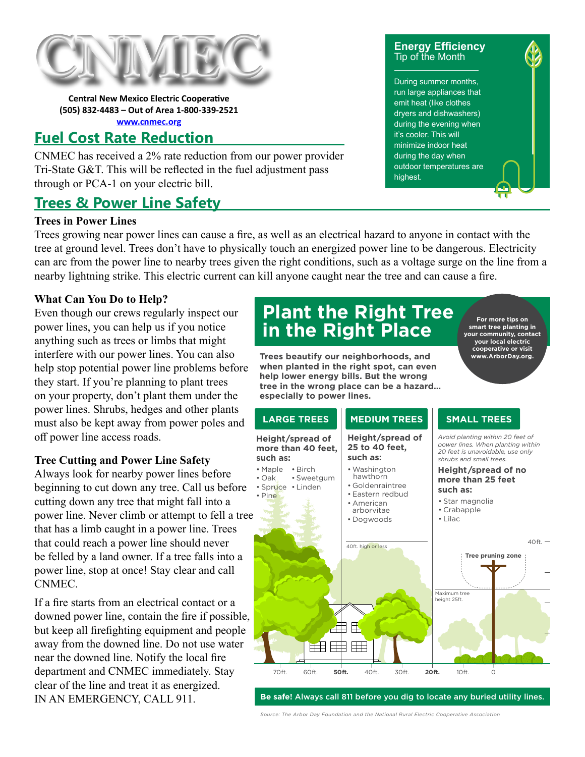# CNMEC

**Central New Mexico Electric Cooperative**
**(505) 832-4483 – Out of Area 1-800-339-2521**
**www.cnmec.org**

## Energy Efficiency Tip of the Month

During summer months, run large appliances that emit heat (like clothes dryers and dishwashers) during the evening when it's cooler. This will minimize indoor heat during the day when outdoor temperatures are highest.

## Fuel Cost Rate Reduction

CNMEC has received a 2% rate reduction from our power provider Tri-State G&T. This will be reflected in the fuel adjustment pass through or PCA-1 on your electric bill.

## Trees & Power Line Safety

### Trees in Power Lines

Trees growing near power lines can cause a fire, as well as an electrical hazard to anyone in contact with the tree at ground level. Trees don't have to physically touch an energized power line to be dangerous. Electricity can arc from the power line to nearby trees given the right conditions, such as a voltage surge on the line from a nearby lightning strike. This electric current can kill anyone caught near the tree and can cause a fire.

### What Can You Do to Help?

Even though our crews regularly inspect our power lines, you can help us if you notice anything such as trees or limbs that might interfere with our power lines. You can also help stop potential power line problems before they start. If you're planning to plant trees on your property, don't plant them under the power lines. Shrubs, hedges and other plants must also be kept away from power poles and off power line access roads.

### Tree Cutting and Power Line Safety

Always look for nearby power lines before beginning to cut down any tree. Call us before cutting down any tree that might fall into a power line. Never climb or attempt to fell a tree that has a limb caught in a power line. Trees that could reach a power line should never be felled by a land owner. If a tree falls into a power line, stop at once! Stay clear and call CNMEC.

If a fire starts from an electrical contact or a downed power line, contain the fire if possible, but keep all firefighting equipment and people away from the downed line. Do not use water near the downed line. Notify the local fire department and CNMEC immediately. Stay clear of the line and treat it as energized.
IN AN EMERGENCY, CALL 911.

## Plant the Right Tree in the Right Place

**For more tips on smart tree planting in your community, contact your local electric cooperative or visit www.ArborDay.org.**

**Trees beautify our neighborhoods, and when planted in the right spot, can even help lower energy bills. But the wrong tree in the wrong place can be a hazard... especially to power lines.**

### LARGE TREES

**Height/spread of more than 40 feet, such as:**

- Maple
- Oak
- Spruce
- Pine
- Birch
- Sweetgum
- Linden

### MEDIUM TREES

**Height/spread of 25 to 40 feet, such as:**

- Washington hawthorn
- Goldenraintree
- Eastern redbud
- American arborvitae
- Dogwoods

### SMALL TREES

*Avoid planting within 20 feet of power lines. When planting within 20 feet is unavoidable, use only shrubs and small trees.*

**Height/spread of no more than 25 feet such as:**

- Star magnolia
- Crabapple
- Lilac

40ft. high or less

Tree pruning zone

40ft.

Maximum tree height 25ft.

70ft. 60ft. 50ft. 40ft. 30ft. 20ft. 10ft. 0

**Be safe! Always call 811 before you dig to locate any buried utility lines.**

*Source: The Arbor Day Foundation and the National Rural Electric Cooperative Association*